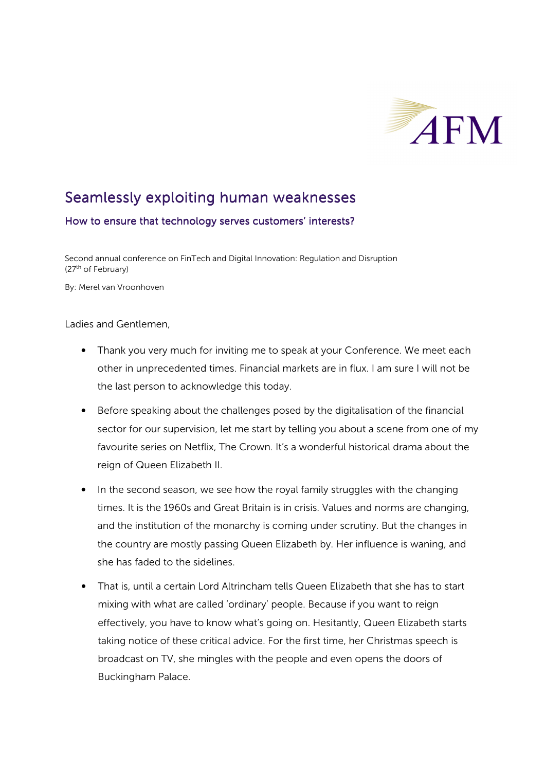# Seamlessly exploiting human weaknesses

## How to ensure that technology serves customers' interests?

Second annual conference on FinTech and Digital Innovation: Regulation and Disruption (27th of February)

By: Merel van Vroonhoven

Ladies and Gentlemen,

- Thank you very much for inviting me to speak at your Conference. We meet each other in unprecedented times. Financial markets are in flux. I am sure I will not be the last person to acknowledge this today.
- Before speaking about the challenges posed by the digitalisation of the financial sector for our supervision, let me start by telling you about a scene from one of my favourite series on Netflix, The Crown. It's a wonderful historical drama about the reign of Queen Elizabeth II.
- In the second season, we see how the royal family struggles with the changing times. It is the 1960s and Great Britain is in crisis. Values and norms are changing, and the institution of the monarchy is coming under scrutiny. But the changes in the country are mostly passing Queen Elizabeth by. Her influence is waning, and she has faded to the sidelines.
- That is, until a certain Lord Altrincham tells Queen Elizabeth that she has to start mixing with what are called 'ordinary' people. Because if you want to reign effectively, you have to know what's going on. Hesitantly, Queen Elizabeth starts taking notice of these critical advice. For the first time, her Christmas speech is broadcast on TV, she mingles with the people and even opens the doors of Buckingham Palace.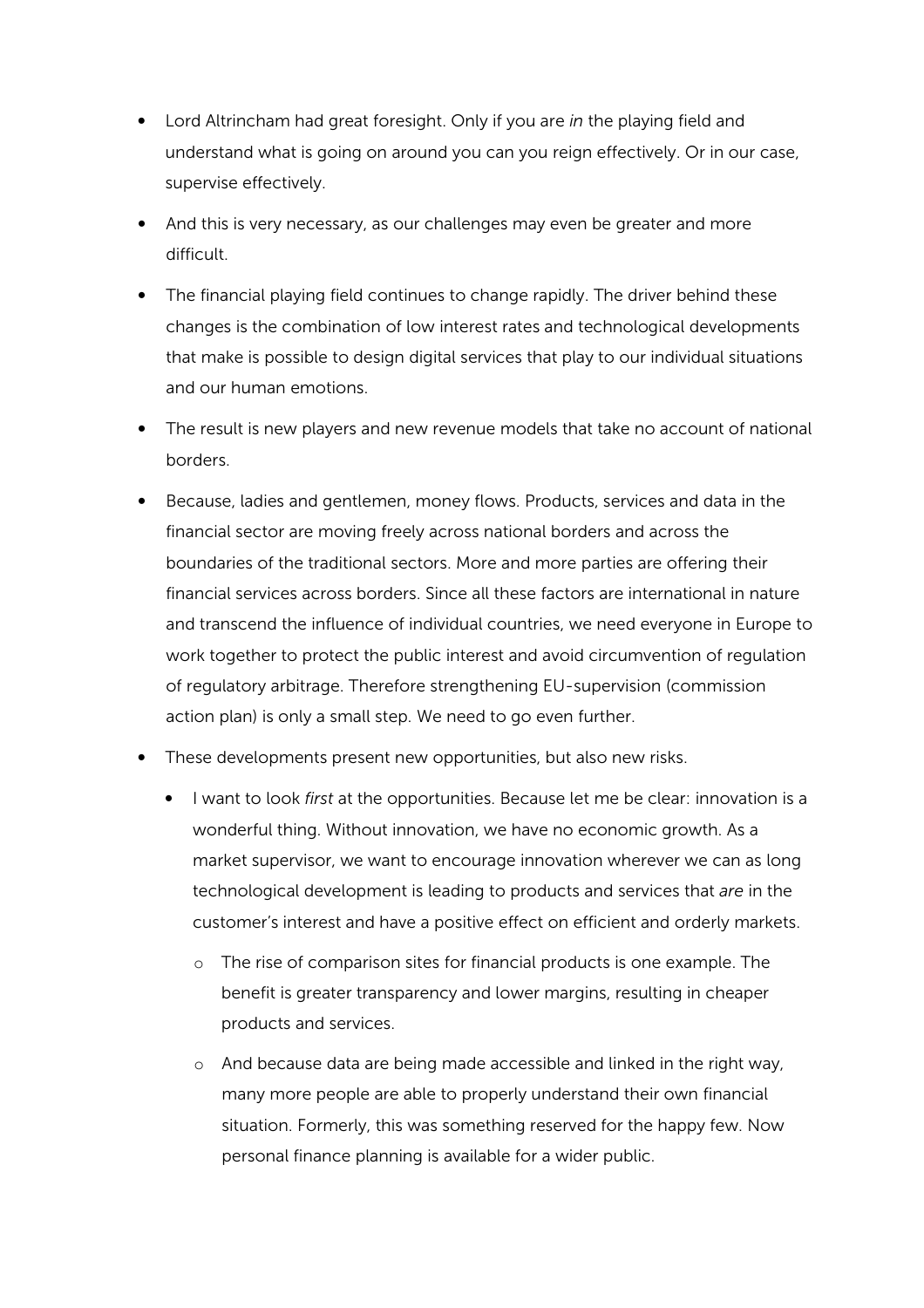- Lord Altrincham had great foresight. Only if you are *in* the playing field and understand what is going on around you can you reign effectively. Or in our case, supervise effectively.
- And this is very necessary, as our challenges may even be greater and more difficult.
- The financial playing field continues to change rapidly. The driver behind these changes is the combination of low interest rates and technological developments that make is possible to design digital services that play to our individual situations and our human emotions.
- The result is new players and new revenue models that take no account of national borders.
- Because, ladies and gentlemen, money flows. Products, services and data in the financial sector are moving freely across national borders and across the boundaries of the traditional sectors. More and more parties are offering their financial services across borders. Since all these factors are international in nature and transcend the influence of individual countries, we need everyone in Europe to work together to protect the public interest and avoid circumvention of regulation of regulatory arbitrage. Therefore strengthening EU-supervision (commission action plan) is only a small step. We need to go even further.
- These developments present new opportunities, but also new risks.
    - I want to look *first* at the opportunities. Because let me be clear: innovation is a wonderful thing. Without innovation, we have no economic growth. As a market supervisor, we want to encourage innovation wherever we can as long technological development is leading to products and services that *are* in the customer's interest and have a positive effect on efficient and orderly markets.
        - The rise of comparison sites for financial products is one example. The benefit is greater transparency and lower margins, resulting in cheaper products and services.
        - And because data are being made accessible and linked in the right way, many more people are able to properly understand their own financial situation. Formerly, this was something reserved for the happy few. Now personal finance planning is available for a wider public.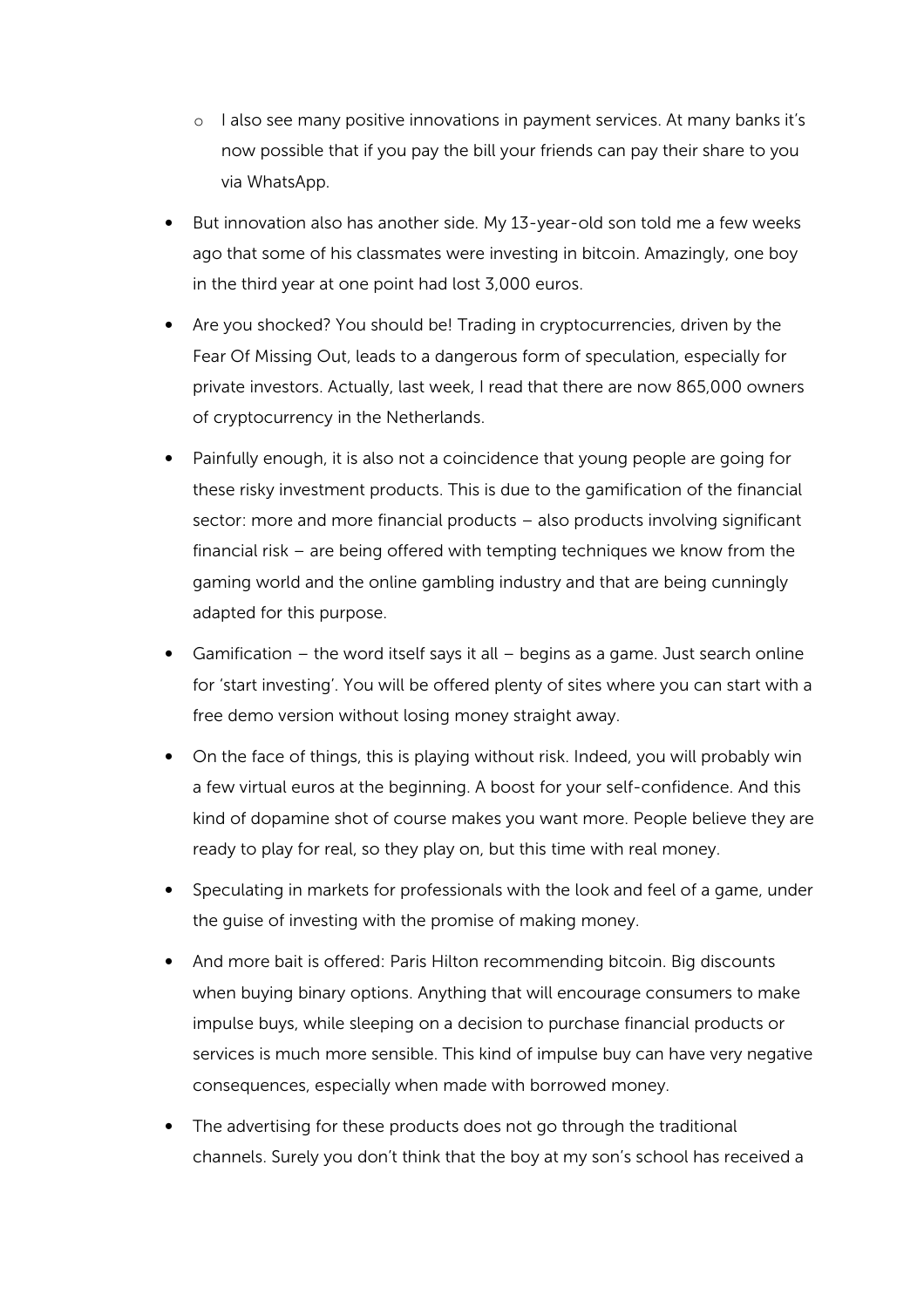- I also see many positive innovations in payment services. At many banks it's now possible that if you pay the bill your friends can pay their share to you via WhatsApp.

- But innovation also has another side. My 13-year-old son told me a few weeks ago that some of his classmates were investing in bitcoin. Amazingly, one boy in the third year at one point had lost 3,000 euros.

- Are you shocked? You should be! Trading in cryptocurrencies, driven by the Fear Of Missing Out, leads to a dangerous form of speculation, especially for private investors. Actually, last week, I read that there are now 865,000 owners of cryptocurrency in the Netherlands.

- Painfully enough, it is also not a coincidence that young people are going for these risky investment products. This is due to the gamification of the financial sector: more and more financial products – also products involving significant financial risk – are being offered with tempting techniques we know from the gaming world and the online gambling industry and that are being cunningly adapted for this purpose.

- Gamification – the word itself says it all – begins as a game. Just search online for 'start investing'. You will be offered plenty of sites where you can start with a free demo version without losing money straight away.

- On the face of things, this is playing without risk. Indeed, you will probably win a few virtual euros at the beginning. A boost for your self-confidence. And this kind of dopamine shot of course makes you want more. People believe they are ready to play for real, so they play on, but this time with real money.

- Speculating in markets for professionals with the look and feel of a game, under the guise of investing with the promise of making money.

- And more bait is offered: Paris Hilton recommending bitcoin. Big discounts when buying binary options. Anything that will encourage consumers to make impulse buys, while sleeping on a decision to purchase financial products or services is much more sensible. This kind of impulse buy can have very negative consequences, especially when made with borrowed money.

- The advertising for these products does not go through the traditional channels. Surely you don't think that the boy at my son's school has received a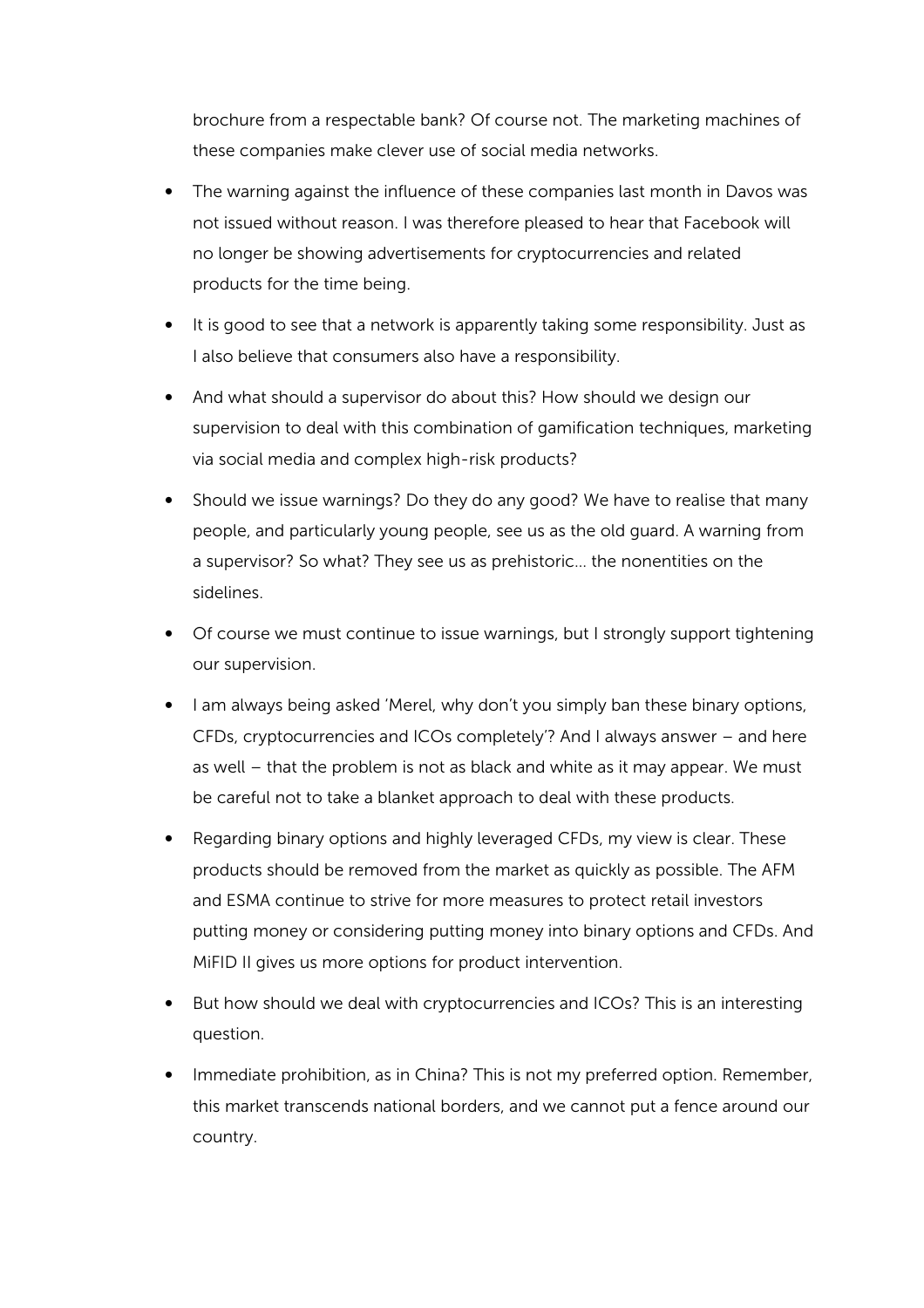brochure from a respectable bank? Of course not. The marketing machines of these companies make clever use of social media networks.

- The warning against the influence of these companies last month in Davos was not issued without reason. I was therefore pleased to hear that Facebook will no longer be showing advertisements for cryptocurrencies and related products for the time being.
- It is good to see that a network is apparently taking some responsibility. Just as I also believe that consumers also have a responsibility.
- And what should a supervisor do about this? How should we design our supervision to deal with this combination of gamification techniques, marketing via social media and complex high-risk products?
- Should we issue warnings? Do they do any good? We have to realise that many people, and particularly young people, see us as the old guard. A warning from a supervisor? So what? They see us as prehistoric... the nonentities on the sidelines.
- Of course we must continue to issue warnings, but I strongly support tightening our supervision.
- I am always being asked 'Merel, why don't you simply ban these binary options, CFDs, cryptocurrencies and ICOs completely'? And I always answer – and here as well – that the problem is not as black and white as it may appear. We must be careful not to take a blanket approach to deal with these products.
- Regarding binary options and highly leveraged CFDs, my view is clear. These products should be removed from the market as quickly as possible. The AFM and ESMA continue to strive for more measures to protect retail investors putting money or considering putting money into binary options and CFDs. And MiFID II gives us more options for product intervention.
- But how should we deal with cryptocurrencies and ICOs? This is an interesting question.
- Immediate prohibition, as in China? This is not my preferred option. Remember, this market transcends national borders, and we cannot put a fence around our country.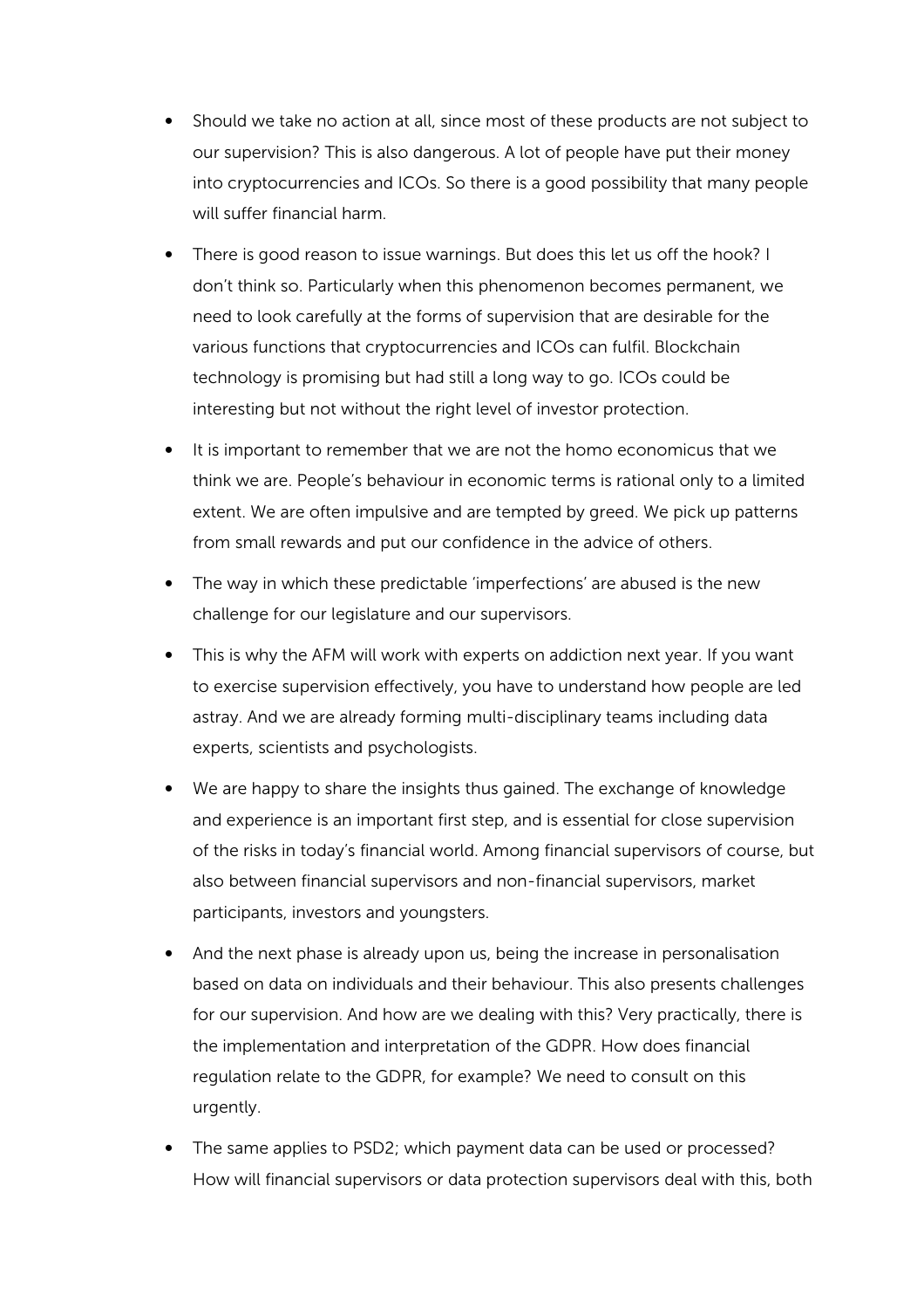- Should we take no action at all, since most of these products are not subject to our supervision? This is also dangerous. A lot of people have put their money into cryptocurrencies and ICOs. So there is a good possibility that many people will suffer financial harm.

- There is good reason to issue warnings. But does this let us off the hook? I don't think so. Particularly when this phenomenon becomes permanent, we need to look carefully at the forms of supervision that are desirable for the various functions that cryptocurrencies and ICOs can fulfil. Blockchain technology is promising but had still a long way to go. ICOs could be interesting but not without the right level of investor protection.

- It is important to remember that we are not the homo economicus that we think we are. People's behaviour in economic terms is rational only to a limited extent. We are often impulsive and are tempted by greed. We pick up patterns from small rewards and put our confidence in the advice of others.

- The way in which these predictable 'imperfections' are abused is the new challenge for our legislature and our supervisors.

- This is why the AFM will work with experts on addiction next year. If you want to exercise supervision effectively, you have to understand how people are led astray. And we are already forming multi-disciplinary teams including data experts, scientists and psychologists.

- We are happy to share the insights thus gained. The exchange of knowledge and experience is an important first step, and is essential for close supervision of the risks in today's financial world. Among financial supervisors of course, but also between financial supervisors and non-financial supervisors, market participants, investors and youngsters.

- And the next phase is already upon us, being the increase in personalisation based on data on individuals and their behaviour. This also presents challenges for our supervision. And how are we dealing with this? Very practically, there is the implementation and interpretation of the GDPR. How does financial regulation relate to the GDPR, for example? We need to consult on this urgently.

- The same applies to PSD2; which payment data can be used or processed? How will financial supervisors or data protection supervisors deal with this, both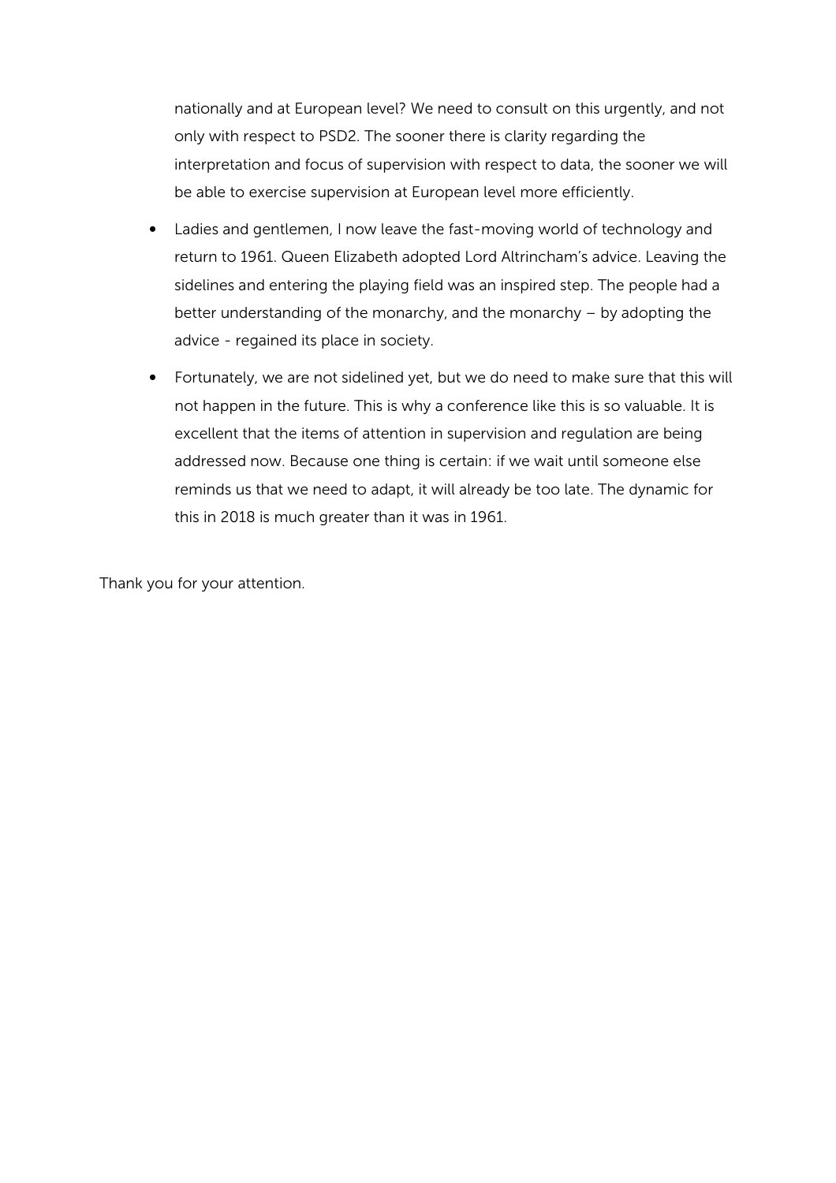nationally and at European level? We need to consult on this urgently, and not only with respect to PSD2. The sooner there is clarity regarding the interpretation and focus of supervision with respect to data, the sooner we will be able to exercise supervision at European level more efficiently.

- Ladies and gentlemen, I now leave the fast-moving world of technology and return to 1961. Queen Elizabeth adopted Lord Altrincham's advice. Leaving the sidelines and entering the playing field was an inspired step. The people had a better understanding of the monarchy, and the monarchy – by adopting the advice - regained its place in society.
- Fortunately, we are not sidelined yet, but we do need to make sure that this will not happen in the future. This is why a conference like this is so valuable. It is excellent that the items of attention in supervision and regulation are being addressed now. Because one thing is certain: if we wait until someone else reminds us that we need to adapt, it will already be too late. The dynamic for this in 2018 is much greater than it was in 1961.

Thank you for your attention.